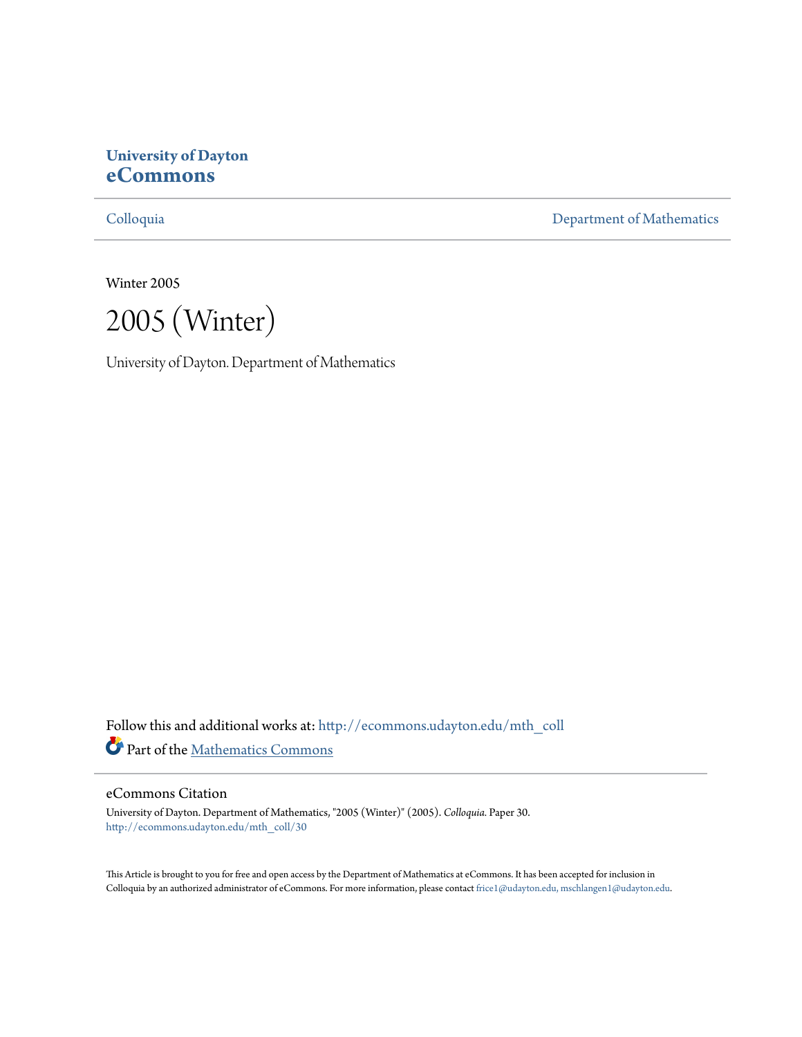**University of Dayton**
**eCommons**

Colloquia | Department of Mathematics

Winter 2005

# 2005 (Winter)

University of Dayton. Department of Mathematics

Follow this and additional works at: http://ecommons.udayton.edu/mth_coll

Part of the Mathematics Commons

## eCommons Citation

University of Dayton. Department of Mathematics, "2005 (Winter)" (2005). *Colloquia*. Paper 30.
http://ecommons.udayton.edu/mth_coll/30

This Article is brought to you for free and open access by the Department of Mathematics at eCommons. It has been accepted for inclusion in Colloquia by an authorized administrator of eCommons. For more information, please contact frice1@udayton.edu, mschlangen1@udayton.edu.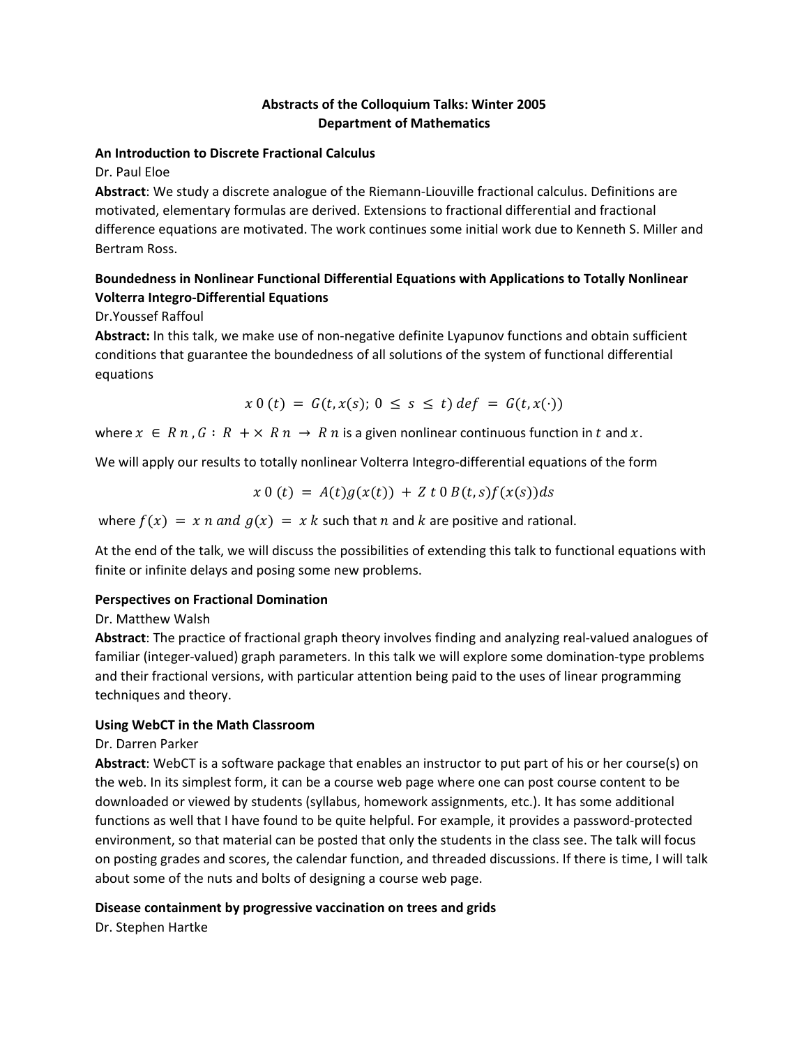**Abstracts of the Colloquium Talks: Winter 2005**
**Department of Mathematics**

**An Introduction to Discrete Fractional Calculus**

Dr. Paul Eloe

**Abstract**: We study a discrete analogue of the Riemann-Liouville fractional calculus. Definitions are motivated, elementary formulas are derived. Extensions to fractional differential and fractional difference equations are motivated. The work continues some initial work due to Kenneth S. Miller and Bertram Ross.

**Boundedness in Nonlinear Functional Differential Equations with Applications to Totally Nonlinear Volterra Integro-Differential Equations**

Dr.Youssef Raffoul

**Abstract:** In this talk, we make use of non-negative definite Lyapunov functions and obtain sufficient conditions that guarantee the boundedness of all solutions of the system of functional differential equations

$$x\ 0\ (t)\ =\ G(t, x(s);\ 0\ \leq\ s\ \leq\ t)\ def\ =\ G(t, x(\cdot))$$

where $x\ \in\ R\ n$, $G\ :\ R\ +\times\ R\ n\ \rightarrow\ R\ n$ is a given nonlinear continuous function in $t$ and $x$.

We will apply our results to totally nonlinear Volterra Integro-differential equations of the form

$$x\ 0\ (t)\ =\ A(t)g(x(t))\ +\ Z\ t\ 0\ B(t,s)f(x(s))ds$$

where $f(x)\ =\ x\ n\ and\ g(x)\ =\ x\ k$ such that $n$ and $k$ are positive and rational.

At the end of the talk, we will discuss the possibilities of extending this talk to functional equations with finite or infinite delays and posing some new problems.

**Perspectives on Fractional Domination**

Dr. Matthew Walsh

**Abstract**: The practice of fractional graph theory involves finding and analyzing real-valued analogues of familiar (integer-valued) graph parameters. In this talk we will explore some domination-type problems and their fractional versions, with particular attention being paid to the uses of linear programming techniques and theory.

**Using WebCT in the Math Classroom**

Dr. Darren Parker

**Abstract**: WebCT is a software package that enables an instructor to put part of his or her course(s) on the web. In its simplest form, it can be a course web page where one can post course content to be downloaded or viewed by students (syllabus, homework assignments, etc.). It has some additional functions as well that I have found to be quite helpful. For example, it provides a password-protected environment, so that material can be posted that only the students in the class see. The talk will focus on posting grades and scores, the calendar function, and threaded discussions. If there is time, I will talk about some of the nuts and bolts of designing a course web page.

**Disease containment by progressive vaccination on trees and grids**

Dr. Stephen Hartke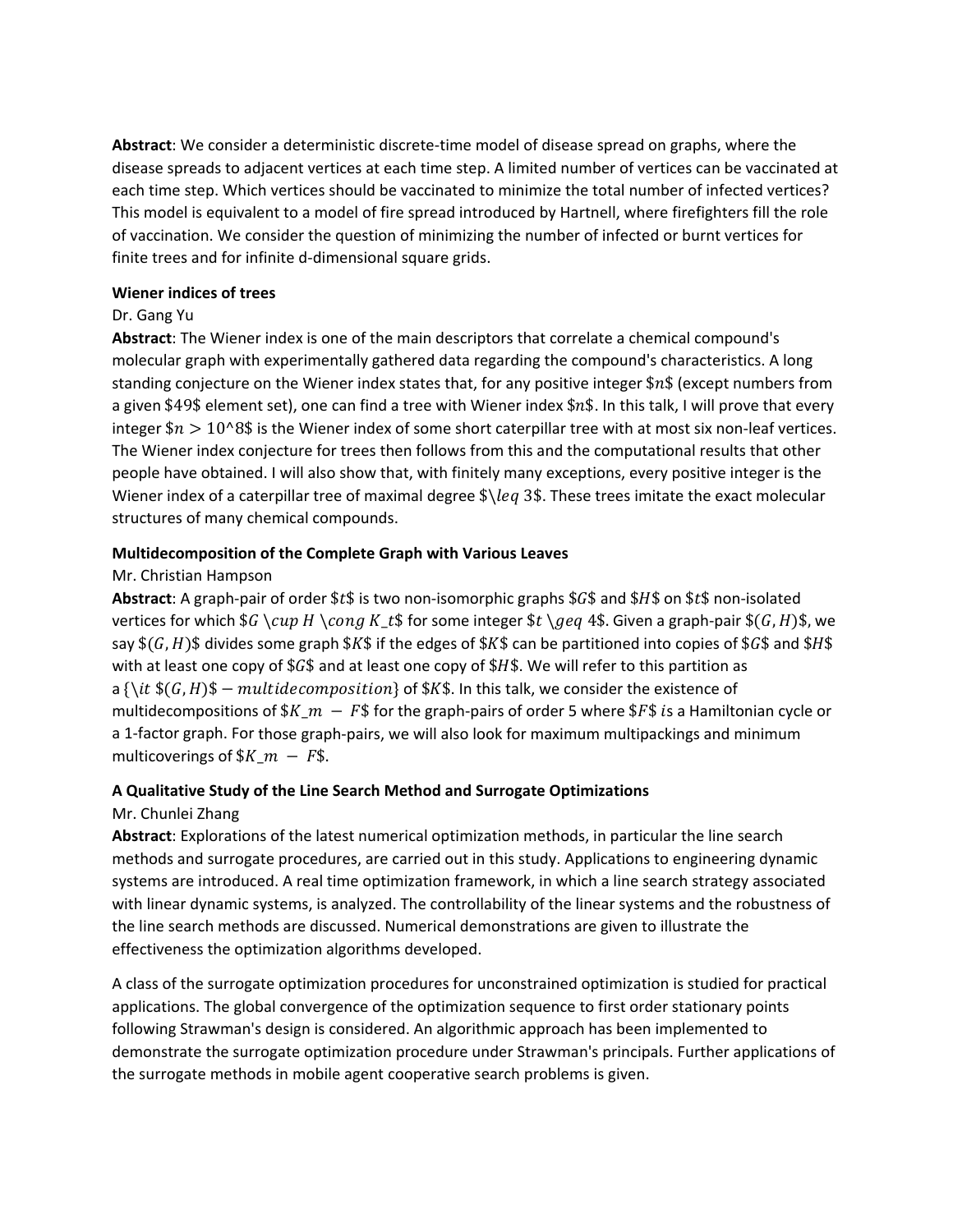**Abstract**: We consider a deterministic discrete-time model of disease spread on graphs, where the disease spreads to adjacent vertices at each time step. A limited number of vertices can be vaccinated at each time step. Which vertices should be vaccinated to minimize the total number of infected vertices? This model is equivalent to a model of fire spread introduced by Hartnell, where firefighters fill the role of vaccination. We consider the question of minimizing the number of infected or burnt vertices for finite trees and for infinite d-dimensional square grids.

**Wiener indices of trees**

Dr. Gang Yu

**Abstract**: The Wiener index is one of the main descriptors that correlate a chemical compound's molecular graph with experimentally gathered data regarding the compound's characteristics. A long standing conjecture on the Wiener index states that, for any positive integer $n$ (except numbers from a given $49$ element set), one can find a tree with Wiener index $n$. In this talk, I will prove that every integer $n > 10^8$ is the Wiener index of some short caterpillar tree with at most six non-leaf vertices. The Wiener index conjecture for trees then follows from this and the computational results that other people have obtained. I will also show that, with finitely many exceptions, every positive integer is the Wiener index of a caterpillar tree of maximal degree $\leq 3$. These trees imitate the exact molecular structures of many chemical compounds.

**Multidecomposition of the Complete Graph with Various Leaves**

Mr. Christian Hampson

**Abstract**: A graph-pair of order $t$ is two non-isomorphic graphs $G$ and $H$ on $t$ non-isolated vertices for which $G \cup H \cong K_t$ for some integer $t \geq 4$. Given a graph-pair $(G, H)$, we say $(G, H)$ divides some graph $K$ if the edges of $K$ can be partitioned into copies of $G$ and $H$ with at least one copy of $G$ and at least one copy of $H$. We will refer to this partition as a *$(G, H)$-multidecomposition* of $K$. In this talk, we consider the existence of multidecompositions of $K_m - F$ for the graph-pairs of order 5 where $F$ is a Hamiltonian cycle or a 1-factor graph. For those graph-pairs, we will also look for maximum multipackings and minimum multicoverings of $K_m - F$.

**A Qualitative Study of the Line Search Method and Surrogate Optimizations**

Mr. Chunlei Zhang

**Abstract**: Explorations of the latest numerical optimization methods, in particular the line search methods and surrogate procedures, are carried out in this study. Applications to engineering dynamic systems are introduced. A real time optimization framework, in which a line search strategy associated with linear dynamic systems, is analyzed. The controllability of the linear systems and the robustness of the line search methods are discussed. Numerical demonstrations are given to illustrate the effectiveness the optimization algorithms developed.

A class of the surrogate optimization procedures for unconstrained optimization is studied for practical applications. The global convergence of the optimization sequence to first order stationary points following Strawman's design is considered. An algorithmic approach has been implemented to demonstrate the surrogate optimization procedure under Strawman's principals. Further applications of the surrogate methods in mobile agent cooperative search problems is given.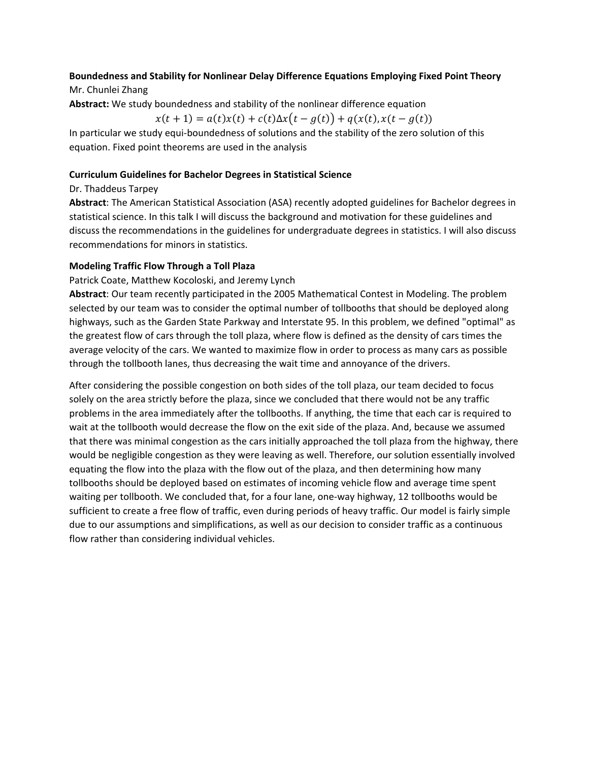**Boundedness and Stability for Nonlinear Delay Difference Equations Employing Fixed Point Theory**

Mr. Chunlei Zhang

**Abstract:** We study boundedness and stability of the nonlinear difference equation

$$x(t+1) = a(t)x(t) + c(t)\Delta x\big(t - g(t)\big) + q(x(t), x(t - g(t))$$

In particular we study equi-boundedness of solutions and the stability of the zero solution of this equation. Fixed point theorems are used in the analysis

**Curriculum Guidelines for Bachelor Degrees in Statistical Science**

Dr. Thaddeus Tarpey

**Abstract**: The American Statistical Association (ASA) recently adopted guidelines for Bachelor degrees in statistical science. In this talk I will discuss the background and motivation for these guidelines and discuss the recommendations in the guidelines for undergraduate degrees in statistics. I will also discuss recommendations for minors in statistics.

**Modeling Traffic Flow Through a Toll Plaza**

Patrick Coate, Matthew Kocoloski, and Jeremy Lynch

**Abstract**: Our team recently participated in the 2005 Mathematical Contest in Modeling. The problem selected by our team was to consider the optimal number of tollbooths that should be deployed along highways, such as the Garden State Parkway and Interstate 95. In this problem, we defined "optimal" as the greatest flow of cars through the toll plaza, where flow is defined as the density of cars times the average velocity of the cars. We wanted to maximize flow in order to process as many cars as possible through the tollbooth lanes, thus decreasing the wait time and annoyance of the drivers.

After considering the possible congestion on both sides of the toll plaza, our team decided to focus solely on the area strictly before the plaza, since we concluded that there would not be any traffic problems in the area immediately after the tollbooths. If anything, the time that each car is required to wait at the tollbooth would decrease the flow on the exit side of the plaza. And, because we assumed that there was minimal congestion as the cars initially approached the toll plaza from the highway, there would be negligible congestion as they were leaving as well. Therefore, our solution essentially involved equating the flow into the plaza with the flow out of the plaza, and then determining how many tollbooths should be deployed based on estimates of incoming vehicle flow and average time spent waiting per tollbooth. We concluded that, for a four lane, one-way highway, 12 tollbooths would be sufficient to create a free flow of traffic, even during periods of heavy traffic. Our model is fairly simple due to our assumptions and simplifications, as well as our decision to consider traffic as a continuous flow rather than considering individual vehicles.